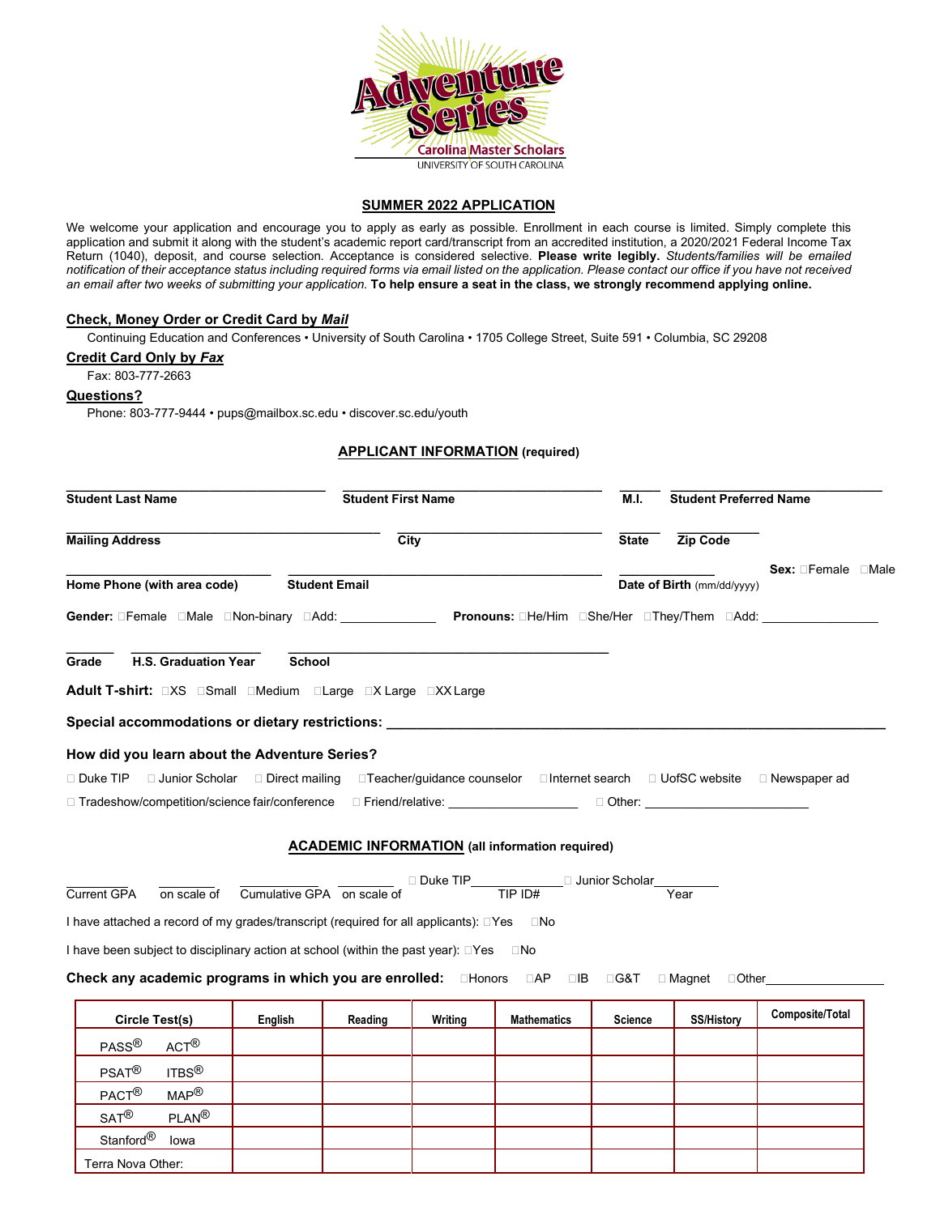Adventure Series
Carolina Master Scholars
UNIVERSITY OF SOUTH CAROLINA

## SUMMER 2022 APPLICATION

We welcome your application and encourage you to apply as early as possible. Enrollment in each course is limited. Simply complete this application and submit it along with the student's academic report card/transcript from an accredited institution, a 2020/2021 Federal Income Tax Return (1040), deposit, and course selection. Acceptance is considered selective. **Please write legibly.** *Students/families will be emailed notification of their acceptance status including required forms via email listed on the application. Please contact our office if you have not received an email after two weeks of submitting your application.* **To help ensure a seat in the class, we strongly recommend applying online.**

**Check, Money Order or Credit Card by *Mail***

Continuing Education and Conferences • University of South Carolina • 1705 College Street, Suite 591 • Columbia, SC 29208

**Credit Card Only by *Fax***

Fax: 803-777-2663

**Questions?**

Phone: 803-777-9444 • pups@mailbox.sc.edu • discover.sc.edu/youth

### APPLICANT INFORMATION (required)

**Student Last Name** ____________ **Student First Name** ____________ **M.I.** ____ **Student Preferred Name** ____________

**Mailing Address** ____________ **City** ____________ **State** ____ **Zip Code** ____________

**Home Phone (with area code)** ____________ **Student Email** ____________ **Date of Birth** (mm/dd/yyyy) ____________ **Sex:** ☐Female ☐Male

**Gender:** ☐Female ☐Male ☐Non-binary ☐Add: ____________ **Pronouns:** ☐He/Him ☐She/Her ☐They/Them ☐Add: ____________

**Grade** ____ **H.S. Graduation Year** ____________ **School** ____________

**Adult T-shirt:** ☐XS ☐Small ☐Medium ☐Large ☐X Large ☐XX Large

**Special accommodations or dietary restrictions:** ____________________________________________

**How did you learn about the Adventure Series?**

☐ Duke TIP ☐ Junior Scholar ☐ Direct mailing ☐Teacher/guidance counselor ☐Internet search ☐ UofSC website ☐ Newspaper ad

☐ Tradeshow/competition/science fair/conference ☐ Friend/relative: ____________ ☐ Other: ____________

### ACADEMIC INFORMATION (all information required)

____ Current GPA ____ on scale of ____ Cumulative GPA ____ on scale of ☐ Duke TIP ____________ TIP ID# ☐ Junior Scholar ____________ Year

I have attached a record of my grades/transcript (required for all applicants): ☐Yes ☐No

I have been subject to disciplinary action at school (within the past year): ☐Yes ☐No

**Check any academic programs in which you are enrolled:** ☐Honors ☐AP ☐IB ☐G&T ☐ Magnet ☐Other____________

| Circle Test(s) | English | Reading | Writing | Mathematics | Science | SS/History | Composite/Total |
|---|---|---|---|---|---|---|---|
| PASS® ACT® | | | | | | | |
| PSAT® ITBS® | | | | | | | |
| PACT® MAP® | | | | | | | |
| SAT® PLAN® | | | | | | | |
| Stanford® Iowa | | | | | | | |
| Terra Nova Other: | | | | | | | |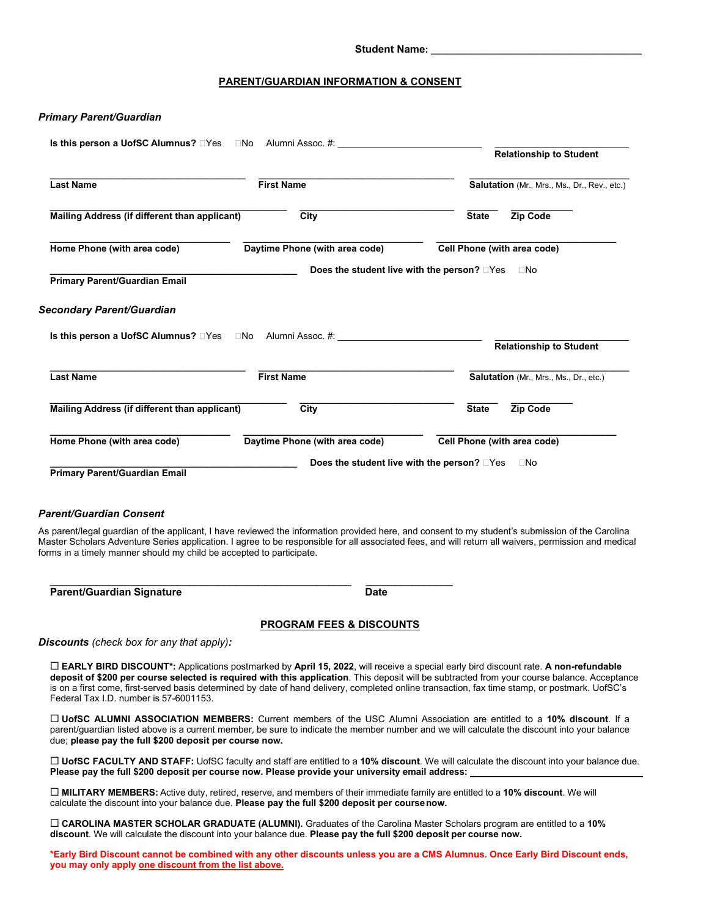**Student Name:** ______________________________________

## PARENT/GUARDIAN INFORMATION & CONSENT

### *Primary Parent/Guardian*

**Is this person a UofSC Alumnus?** ☐Yes ☐No Alumni Assoc. #: ____________________________ ________________________ **Relationship to Student**

________________________ **Last Name** ________________________ **First Name** ________________________ **Salutation** (Mr., Mrs., Ms., Dr., Rev., etc.)

________________________ **Mailing Address (if different than applicant)** ________________________ **City** ______ **State** ________ **Zip Code**

________________________ **Home Phone (with area code)** ________________________ **Daytime Phone (with area code)** ________________________ **Cell Phone (with area code)**

________________________ **Primary Parent/Guardian Email** **Does the student live with the person?** ☐Yes ☐No

### *Secondary Parent/Guardian*

**Is this person a UofSC Alumnus?** ☐Yes ☐No Alumni Assoc. #: ____________________________ ________________________ **Relationship to Student**

________________________ **Last Name** ________________________ **First Name** ________________________ **Salutation** (Mr., Mrs., Ms., Dr., etc.)

________________________ **Mailing Address (if different than applicant)** ________________________ **City** ______ **State** ________ **Zip Code**

________________________ **Home Phone (with area code)** ________________________ **Daytime Phone (with area code)** ________________________ **Cell Phone (with area code)**

________________________ **Primary Parent/Guardian Email** **Does the student live with the person?** ☐Yes ☐No

### *Parent/Guardian Consent*

As parent/legal guardian of the applicant, I have reviewed the information provided here, and consent to my student's submission of the Carolina Master Scholars Adventure Series application. I agree to be responsible for all associated fees, and will return all waivers, permission and medical forms in a timely manner should my child be accepted to participate.

________________________________________ ________________

**Parent/Guardian Signature** **Date**

## PROGRAM FEES & DISCOUNTS

***Discounts*** *(check box for any that apply)***:**

☐ **EARLY BIRD DISCOUNT\*:** Applications postmarked by **April 15, 2022**, will receive a special early bird discount rate. **A non-refundable deposit of $200 per course selected is required with this application**. This deposit will be subtracted from your course balance. Acceptance is on a first come, first-served basis determined by date of hand delivery, completed online transaction, fax time stamp, or postmark. UofSC's Federal Tax I.D. number is 57-6001153.

☐ **UofSC ALUMNI ASSOCIATION MEMBERS:** Current members of the USC Alumni Association are entitled to a **10% discount**. If a parent/guardian listed above is a current member, be sure to indicate the member number and we will calculate the discount into your balance due; **please pay the full $200 deposit per course now.**

☐ **UofSC FACULTY AND STAFF:** UofSC faculty and staff are entitled to a **10% discount**. We will calculate the discount into your balance due. **Please pay the full $200 deposit per course now. Please provide your university email address:** ________________________

☐ **MILITARY MEMBERS:** Active duty, retired, reserve, and members of their immediate family are entitled to a **10% discount**. We will calculate the discount into your balance due. **Please pay the full $200 deposit per course now.**

☐ **CAROLINA MASTER SCHOLAR GRADUATE (ALUMNI).** Graduates of the Carolina Master Scholars program are entitled to a **10% discount**. We will calculate the discount into your balance due. **Please pay the full $200 deposit per course now.**

**\*Early Bird Discount cannot be combined with any other discounts unless you are a CMS Alumnus. Once Early Bird Discount ends, you may only apply one discount from the list above.**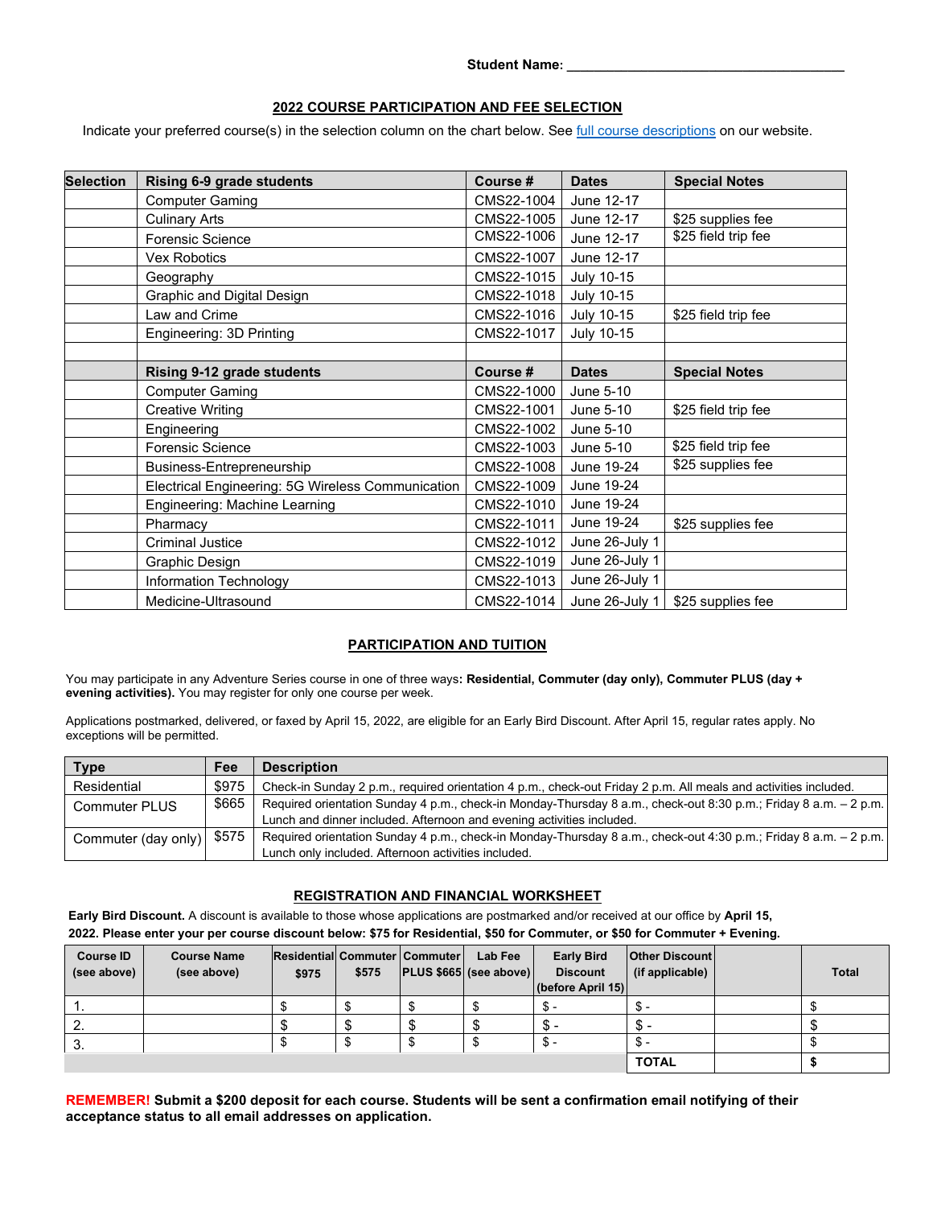**Student Name: ___________________________________**

## 2022 COURSE PARTICIPATION AND FEE SELECTION

Indicate your preferred course(s) in the selection column on the chart below. See [full course descriptions] on our website.

| Selection | Rising 6-9 grade students | Course # | Dates | Special Notes |
|---|---|---|---|---|
| | Computer Gaming | CMS22-1004 | June 12-17 | |
| | Culinary Arts | CMS22-1005 | June 12-17 | $25 supplies fee |
| | Forensic Science | CMS22-1006 | June 12-17 | $25 field trip fee |
| | Vex Robotics | CMS22-1007 | June 12-17 | |
| | Geography | CMS22-1015 | July 10-15 | |
| | Graphic and Digital Design | CMS22-1018 | July 10-15 | |
| | Law and Crime | CMS22-1016 | July 10-15 | $25 field trip fee |
| | Engineering: 3D Printing | CMS22-1017 | July 10-15 | |
| | | | | |
| | **Rising 9-12 grade students** | **Course #** | **Dates** | **Special Notes** |
| | Computer Gaming | CMS22-1000 | June 5-10 | |
| | Creative Writing | CMS22-1001 | June 5-10 | $25 field trip fee |
| | Engineering | CMS22-1002 | June 5-10 | |
| | Forensic Science | CMS22-1003 | June 5-10 | $25 field trip fee |
| | Business-Entrepreneurship | CMS22-1008 | June 19-24 | $25 supplies fee |
| | Electrical Engineering: 5G Wireless Communication | CMS22-1009 | June 19-24 | |
| | Engineering: Machine Learning | CMS22-1010 | June 19-24 | |
| | Pharmacy | CMS22-1011 | June 19-24 | $25 supplies fee |
| | Criminal Justice | CMS22-1012 | June 26-July 1 | |
| | Graphic Design | CMS22-1019 | June 26-July 1 | |
| | Information Technology | CMS22-1013 | June 26-July 1 | |
| | Medicine-Ultrasound | CMS22-1014 | June 26-July 1 | $25 supplies fee |

## PARTICIPATION AND TUITION

You may participate in any Adventure Series course in one of three ways**: Residential, Commuter (day only), Commuter PLUS (day + evening activities).** You may register for only one course per week.

Applications postmarked, delivered, or faxed by April 15, 2022, are eligible for an Early Bird Discount. After April 15, regular rates apply. No exceptions will be permitted.

| Type | Fee | Description |
|---|---|---|
| Residential | $975 | Check-in Sunday 2 p.m., required orientation 4 p.m., check-out Friday 2 p.m. All meals and activities included. |
| Commuter PLUS | $665 | Required orientation Sunday 4 p.m., check-in Monday-Thursday 8 a.m., check-out 8:30 p.m.; Friday 8 a.m. – 2 p.m. Lunch and dinner included. Afternoon and evening activities included. |
| Commuter (day only) | $575 | Required orientation Sunday 4 p.m., check-in Monday-Thursday 8 a.m., check-out 4:30 p.m.; Friday 8 a.m. – 2 p.m. Lunch only included. Afternoon activities included. |

## REGISTRATION AND FINANCIAL WORKSHEET

**Early Bird Discount.** A discount is available to those whose applications are postmarked and/or received at our office by **April 15, 2022. Please enter your per course discount below: $75 for Residential, $50 for Commuter, or $50 for Commuter + Evening.**

| Course ID (see above) | Course Name (see above) | Residential $975 | Commuter $575 | Commuter PLUS $665 | Lab Fee (see above) | Early Bird Discount (before April 15) | Other Discount (if applicable) | | Total |
|---|---|---|---|---|---|---|---|---|---|
| 1. | | $ | $ | $ | $ | $ - | $ - | | $ |
| 2. | | $ | $ | $ | $ | $ - | $ - | | $ |
| 3. | | $ | $ | $ | $ | $ - | $ - | | $ |
| | | | | | | | **TOTAL** | | **$** |

**REMEMBER! Submit a $200 deposit for each course. Students will be sent a confirmation email notifying of their acceptance status to all email addresses on application.**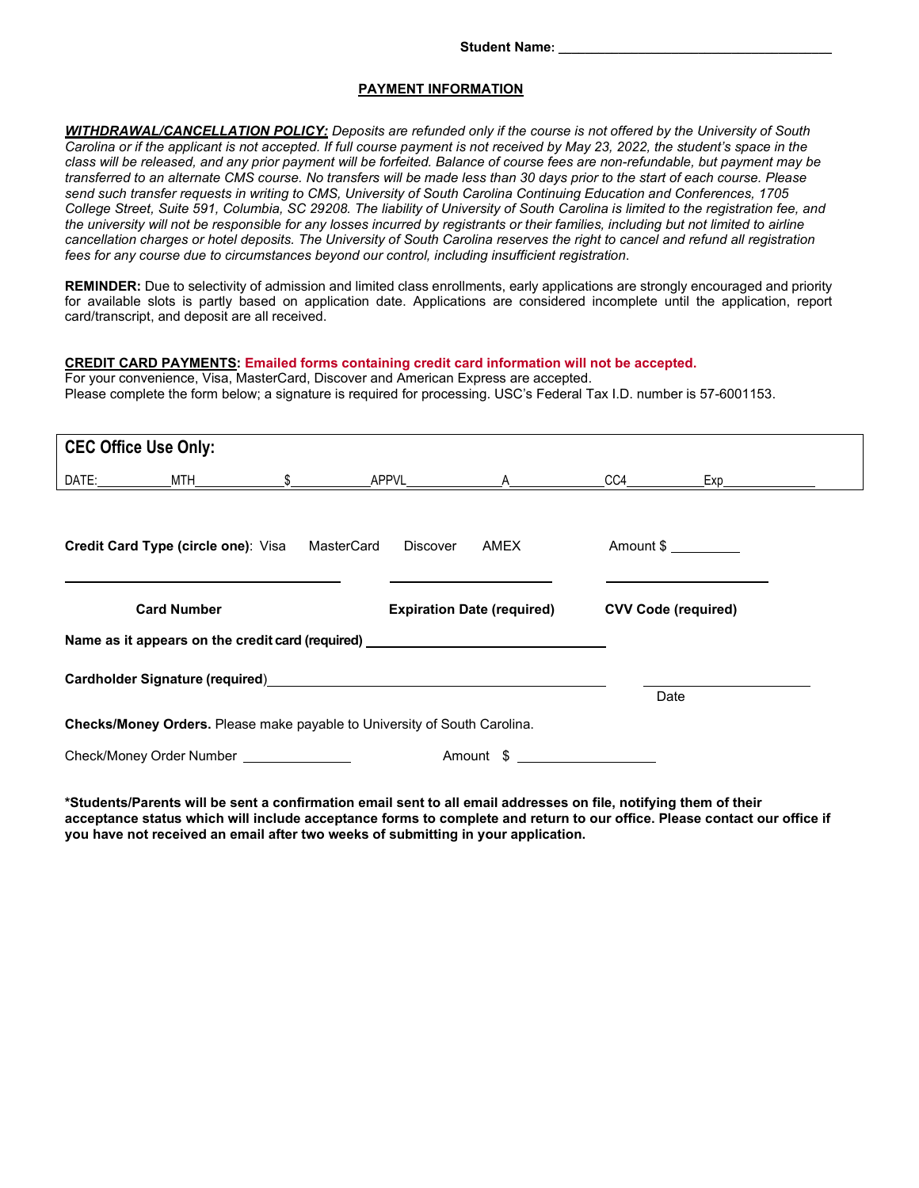**Student Name:** ____________________________________

## PAYMENT INFORMATION

***WITHDRAWAL/CANCELLATION POLICY:*** *Deposits are refunded only if the course is not offered by the University of South Carolina or if the applicant is not accepted. If full course payment is not received by May 23, 2022, the student's space in the class will be released, and any prior payment will be forfeited. Balance of course fees are non-refundable, but payment may be transferred to an alternate CMS course. No transfers will be made less than 30 days prior to the start of each course. Please send such transfer requests in writing to CMS, University of South Carolina Continuing Education and Conferences, 1705 College Street, Suite 591, Columbia, SC 29208. The liability of University of South Carolina is limited to the registration fee, and the university will not be responsible for any losses incurred by registrants or their families, including but not limited to airline cancellation charges or hotel deposits. The University of South Carolina reserves the right to cancel and refund all registration fees for any course due to circumstances beyond our control, including insufficient registration.*

**REMINDER:** Due to selectivity of admission and limited class enrollments, early applications are strongly encouraged and priority for available slots is partly based on application date. Applications are considered incomplete until the application, report card/transcript, and deposit are all received.

**CREDIT CARD PAYMENTS: Emailed forms containing credit card information will not be accepted.**
For your convenience, Visa, MasterCard, Discover and American Express are accepted.
Please complete the form below; a signature is required for processing. USC's Federal Tax I.D. number is 57-6001153.

**CEC Office Use Only:**

DATE:__________ MTH____________ $___________ APPVL_____________ A_____________ CC4___________ Exp_____________

**Credit Card Type (circle one)**: Visa MasterCard Discover AMEX    Amount $ _________

________________________________ ____________________ ____________________

**Card Number**    **Expiration Date (required)**    **CVV Code (required)**

**Name as it appears on the credit card (required)** ______________________________

**Cardholder Signature (required)**________________________________________ ____________________
Date

**Checks/Money Orders.** Please make payable to University of South Carolina.

Check/Money Order Number ______________    Amount $ __________________

**\*Students/Parents will be sent a confirmation email sent to all email addresses on file, notifying them of their acceptance status which will include acceptance forms to complete and return to our office. Please contact our office if you have not received an email after two weeks of submitting in your application.**